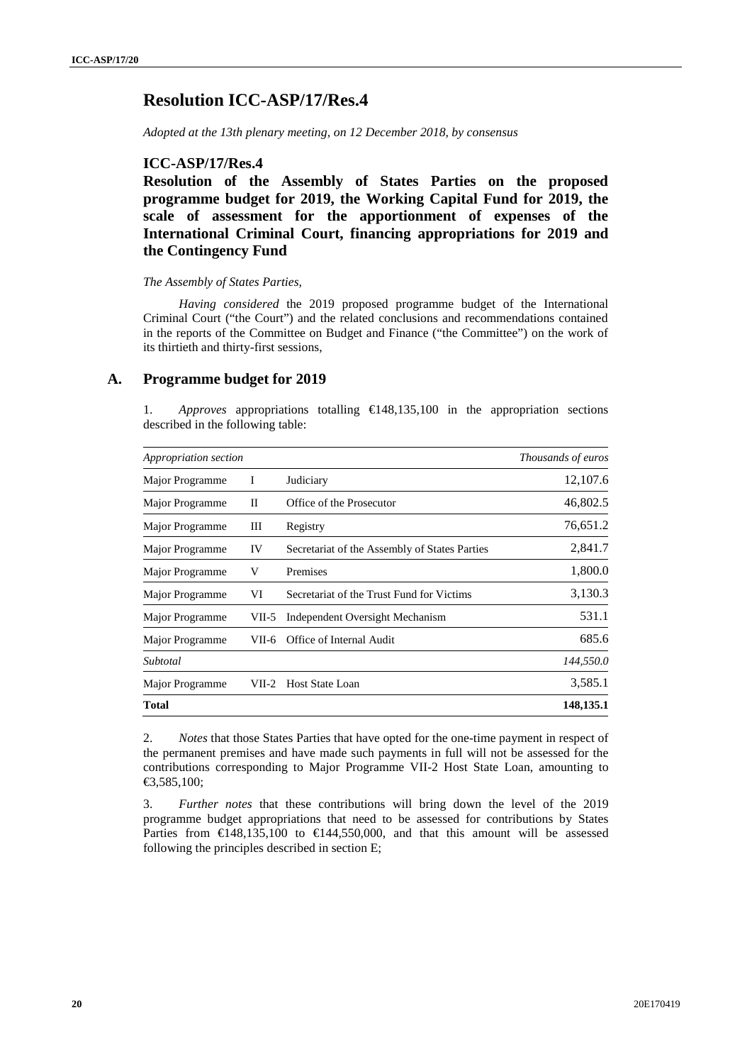# Resolution ICC-ASP/17/Res.4

*Adopted at the 13th plenary meeting, on 12 December 2018, by consensus*

## ICC-ASP/17/Res.4

## Resolution of the Assembly of States Parties on the proposed programme budget for 2019, the Working Capital Fund for 2019, the scale of assessment for the apportionment of expenses of the International Criminal Court, financing appropriations for 2019 and the Contingency Fund

*The Assembly of States Parties,*

*Having considered* the 2019 proposed programme budget of the International Criminal Court ("the Court") and the related conclusions and recommendations contained in the reports of the Committee on Budget and Finance ("the Committee") on the work of its thirtieth and thirty-first sessions,

## A. Programme budget for 2019

1. *Approves* appropriations totalling €148,135,100 in the appropriation sections described in the following table:

| *Appropriation section* | | | *Thousands of euros* |
|---|---|---|---|
| Major Programme | I | Judiciary | 12,107.6 |
| Major Programme | II | Office of the Prosecutor | 46,802.5 |
| Major Programme | III | Registry | 76,651.2 |
| Major Programme | IV | Secretariat of the Assembly of States Parties | 2,841.7 |
| Major Programme | V | Premises | 1,800.0 |
| Major Programme | VI | Secretariat of the Trust Fund for Victims | 3,130.3 |
| Major Programme | VII-5 | Independent Oversight Mechanism | 531.1 |
| Major Programme | VII-6 | Office of Internal Audit | 685.6 |
| *Subtotal* | | | *144,550.0* |
| Major Programme | VII-2 | Host State Loan | 3,585.1 |
| **Total** | | | **148,135.1** |

2. *Notes* that those States Parties that have opted for the one-time payment in respect of the permanent premises and have made such payments in full will not be assessed for the contributions corresponding to Major Programme VII-2 Host State Loan, amounting to €3,585,100;

3. *Further notes* that these contributions will bring down the level of the 2019 programme budget appropriations that need to be assessed for contributions by States Parties from €148,135,100 to €144,550,000, and that this amount will be assessed following the principles described in section E;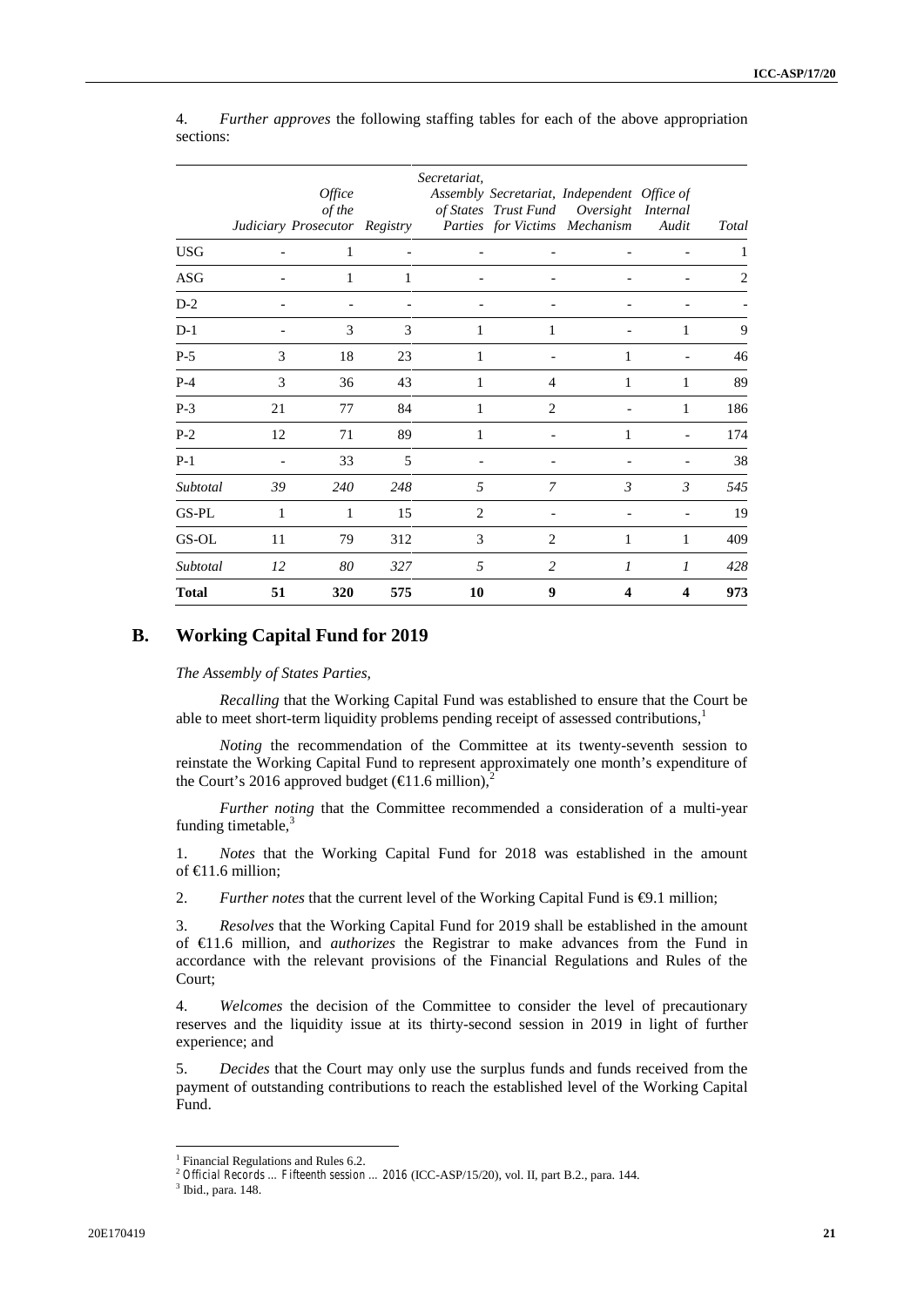4. *Further approves* the following staffing tables for each of the above appropriation sections:

| | Judiciary | Office of the Prosecutor | Registry | Secretariat, Assembly of States Parties | Secretariat, Trust Fund for Victims | Independent Oversight Mechanism | Office of Internal Audit | Total |
|---|---|---|---|---|---|---|---|---|
| USG | - | 1 | - | - | - | - | - | 1 |
| ASG | - | 1 | 1 | - | - | - | - | 2 |
| D-2 | - | - | - | - | - | - | - | - |
| D-1 | - | 3 | 3 | 1 | 1 | - | 1 | 9 |
| P-5 | 3 | 18 | 23 | 1 | - | 1 | - | 46 |
| P-4 | 3 | 36 | 43 | 1 | 4 | 1 | 1 | 89 |
| P-3 | 21 | 77 | 84 | 1 | 2 | - | 1 | 186 |
| P-2 | 12 | 71 | 89 | 1 | - | 1 | - | 174 |
| P-1 | - | 33 | 5 | - | - | - | - | 38 |
| *Subtotal* | *39* | *240* | *248* | *5* | *7* | *3* | *3* | *545* |
| GS-PL | 1 | 1 | 15 | 2 | - | - | - | 19 |
| GS-OL | 11 | 79 | 312 | 3 | 2 | 1 | 1 | 409 |
| *Subtotal* | *12* | *80* | *327* | *5* | *2* | *1* | *1* | *428* |
| **Total** | **51** | **320** | **575** | **10** | **9** | **4** | **4** | **973** |

## B. Working Capital Fund for 2019

*The Assembly of States Parties,*

*Recalling* that the Working Capital Fund was established to ensure that the Court be able to meet short-term liquidity problems pending receipt of assessed contributions,[1]

*Noting* the recommendation of the Committee at its twenty-seventh session to reinstate the Working Capital Fund to represent approximately one month's expenditure of the Court's 2016 approved budget (€11.6 million),[2]

*Further noting* that the Committee recommended a consideration of a multi-year funding timetable,[3]

1. *Notes* that the Working Capital Fund for 2018 was established in the amount of €11.6 million;

2. *Further notes* that the current level of the Working Capital Fund is €9.1 million;

3. *Resolves* that the Working Capital Fund for 2019 shall be established in the amount of €11.6 million, and *authorizes* the Registrar to make advances from the Fund in accordance with the relevant provisions of the Financial Regulations and Rules of the Court;

4. *Welcomes* the decision of the Committee to consider the level of precautionary reserves and the liquidity issue at its thirty-second session in 2019 in light of further experience; and

5. *Decides* that the Court may only use the surplus funds and funds received from the payment of outstanding contributions to reach the established level of the Working Capital Fund.

---

[1] Financial Regulations and Rules 6.2.

[2] *Official Records ... Fifteenth session ... 2016* (ICC-ASP/15/20), vol. II, part B.2., para. 144.

[3] Ibid., para. 148.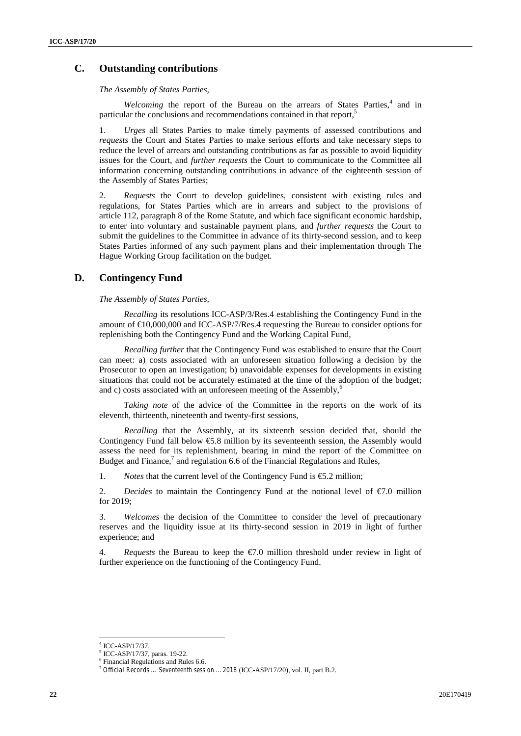## C. Outstanding contributions

*The Assembly of States Parties,*

*Welcoming* the report of the Bureau on the arrears of States Parties,[4] and in particular the conclusions and recommendations contained in that report,[5]

1. *Urges* all States Parties to make timely payments of assessed contributions and *requests* the Court and States Parties to make serious efforts and take necessary steps to reduce the level of arrears and outstanding contributions as far as possible to avoid liquidity issues for the Court, and *further requests* the Court to communicate to the Committee all information concerning outstanding contributions in advance of the eighteenth session of the Assembly of States Parties;

2. *Requests* the Court to develop guidelines, consistent with existing rules and regulations, for States Parties which are in arrears and subject to the provisions of article 112, paragraph 8 of the Rome Statute, and which face significant economic hardship, to enter into voluntary and sustainable payment plans, and *further requests* the Court to submit the guidelines to the Committee in advance of its thirty-second session, and to keep States Parties informed of any such payment plans and their implementation through The Hague Working Group facilitation on the budget.

## D. Contingency Fund

*The Assembly of States Parties,*

*Recalling* its resolutions ICC-ASP/3/Res.4 establishing the Contingency Fund in the amount of €10,000,000 and ICC-ASP/7/Res.4 requesting the Bureau to consider options for replenishing both the Contingency Fund and the Working Capital Fund,

*Recalling further* that the Contingency Fund was established to ensure that the Court can meet: a) costs associated with an unforeseen situation following a decision by the Prosecutor to open an investigation; b) unavoidable expenses for developments in existing situations that could not be accurately estimated at the time of the adoption of the budget; and c) costs associated with an unforeseen meeting of the Assembly,[6]

*Taking note* of the advice of the Committee in the reports on the work of its eleventh, thirteenth, nineteenth and twenty-first sessions,

*Recalling* that the Assembly, at its sixteenth session decided that, should the Contingency Fund fall below €5.8 million by its seventeenth session, the Assembly would assess the need for its replenishment, bearing in mind the report of the Committee on Budget and Finance,[7] and regulation 6.6 of the Financial Regulations and Rules,

1. *Notes* that the current level of the Contingency Fund is €5.2 million;

2. *Decides* to maintain the Contingency Fund at the notional level of €7.0 million for 2019;

3. *Welcomes* the decision of the Committee to consider the level of precautionary reserves and the liquidity issue at its thirty-second session in 2019 in light of further experience; and

4. *Requests* the Bureau to keep the €7.0 million threshold under review in light of further experience on the functioning of the Contingency Fund.

---

[4] ICC-ASP/17/37.
[5] ICC-ASP/17/37, paras. 19-22.
[6] Financial Regulations and Rules 6.6.
[7] *Official Records … Seventeenth session … 2018* (ICC-ASP/17/20), vol. II, part B.2.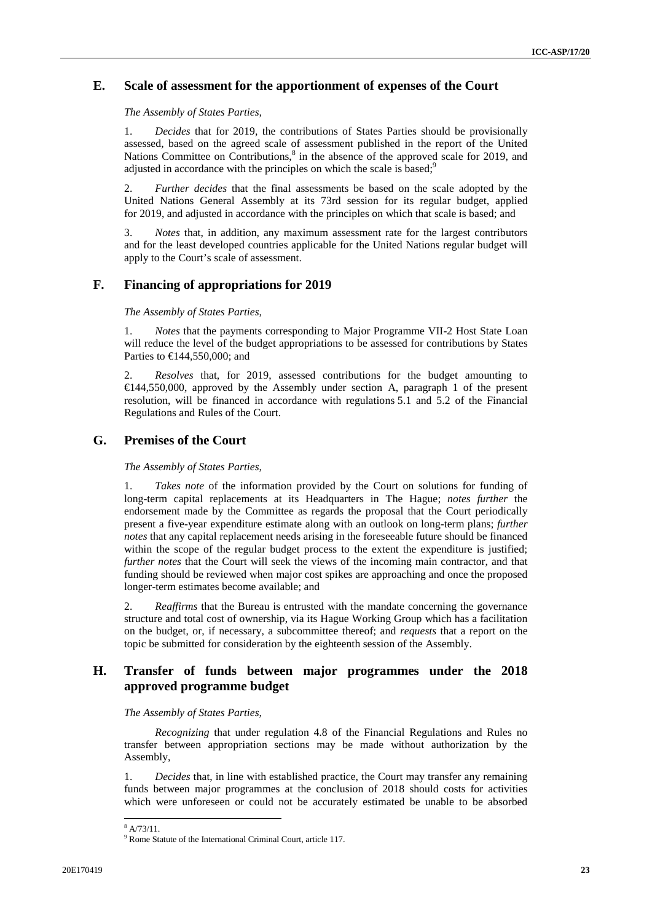## E. Scale of assessment for the apportionment of expenses of the Court

*The Assembly of States Parties,*

1. *Decides* that for 2019, the contributions of States Parties should be provisionally assessed, based on the agreed scale of assessment published in the report of the United Nations Committee on Contributions,[8] in the absence of the approved scale for 2019, and adjusted in accordance with the principles on which the scale is based;[9]

2. *Further decides* that the final assessments be based on the scale adopted by the United Nations General Assembly at its 73rd session for its regular budget, applied for 2019, and adjusted in accordance with the principles on which that scale is based; and

3. *Notes* that, in addition, any maximum assessment rate for the largest contributors and for the least developed countries applicable for the United Nations regular budget will apply to the Court's scale of assessment.

## F. Financing of appropriations for 2019

*The Assembly of States Parties,*

1. *Notes* that the payments corresponding to Major Programme VII-2 Host State Loan will reduce the level of the budget appropriations to be assessed for contributions by States Parties to €144,550,000; and

2. *Resolves* that, for 2019, assessed contributions for the budget amounting to €144,550,000, approved by the Assembly under section A, paragraph 1 of the present resolution, will be financed in accordance with regulations 5.1 and 5.2 of the Financial Regulations and Rules of the Court.

## G. Premises of the Court

*The Assembly of States Parties,*

1. *Takes note* of the information provided by the Court on solutions for funding of long-term capital replacements at its Headquarters in The Hague; *notes further* the endorsement made by the Committee as regards the proposal that the Court periodically present a five-year expenditure estimate along with an outlook on long-term plans; *further notes* that any capital replacement needs arising in the foreseeable future should be financed within the scope of the regular budget process to the extent the expenditure is justified; *further notes* that the Court will seek the views of the incoming main contractor, and that funding should be reviewed when major cost spikes are approaching and once the proposed longer-term estimates become available; and

2. *Reaffirms* that the Bureau is entrusted with the mandate concerning the governance structure and total cost of ownership, via its Hague Working Group which has a facilitation on the budget, or, if necessary, a subcommittee thereof; and *requests* that a report on the topic be submitted for consideration by the eighteenth session of the Assembly.

## H. Transfer of funds between major programmes under the 2018 approved programme budget

*The Assembly of States Parties,*

*Recognizing* that under regulation 4.8 of the Financial Regulations and Rules no transfer between appropriation sections may be made without authorization by the Assembly,

1. *Decides* that, in line with established practice, the Court may transfer any remaining funds between major programmes at the conclusion of 2018 should costs for activities which were unforeseen or could not be accurately estimated be unable to be absorbed

---

[8] A/73/11.

[9] Rome Statute of the International Criminal Court, article 117.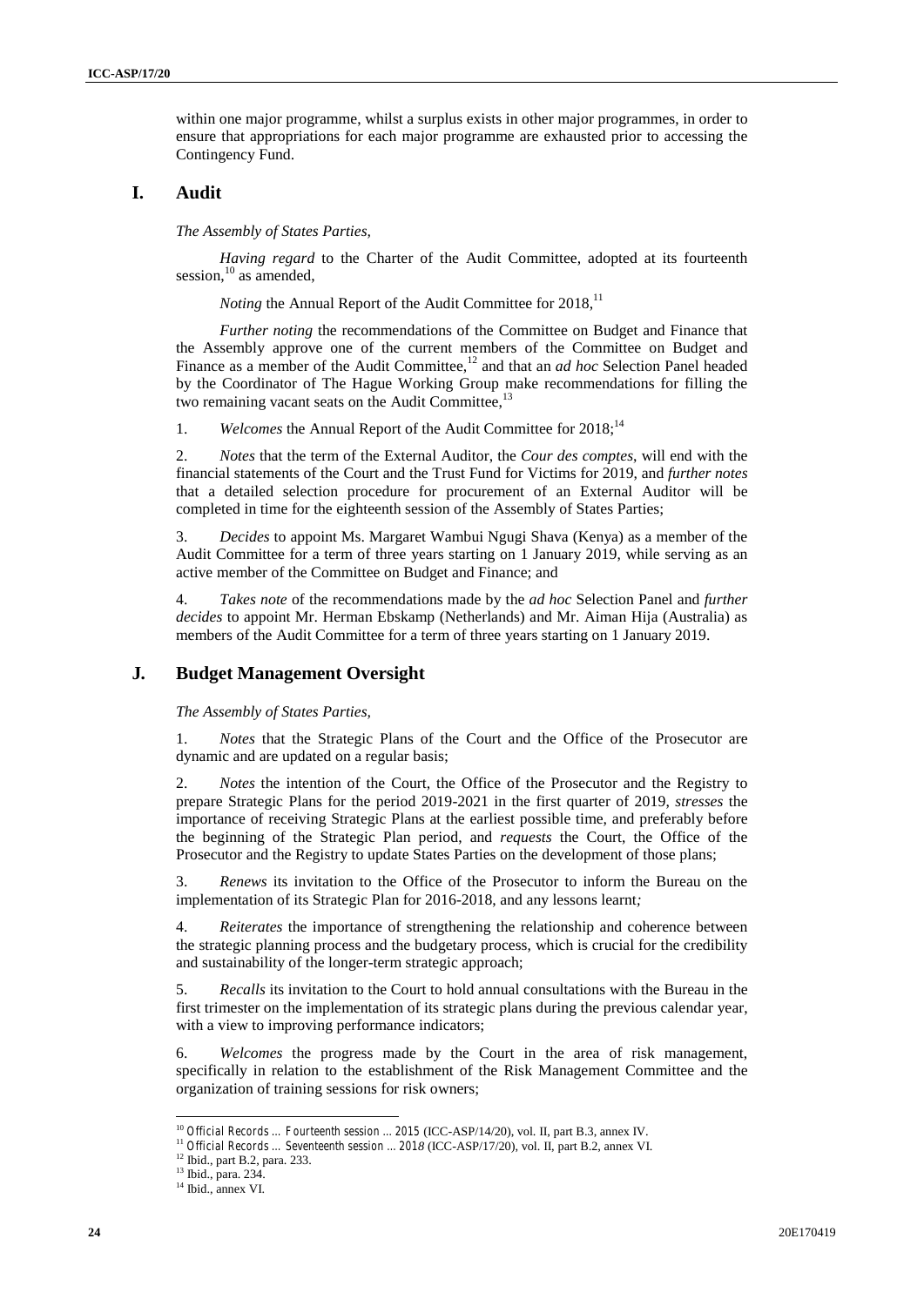within one major programme, whilst a surplus exists in other major programmes, in order to ensure that appropriations for each major programme are exhausted prior to accessing the Contingency Fund.

## I. Audit

*The Assembly of States Parties,*

*Having regard* to the Charter of the Audit Committee, adopted at its fourteenth session,[10] as amended,

*Noting* the Annual Report of the Audit Committee for 2018,[11]

*Further noting* the recommendations of the Committee on Budget and Finance that the Assembly approve one of the current members of the Committee on Budget and Finance as a member of the Audit Committee,[12] and that an *ad hoc* Selection Panel headed by the Coordinator of The Hague Working Group make recommendations for filling the two remaining vacant seats on the Audit Committee,[13]

1. *Welcomes* the Annual Report of the Audit Committee for 2018;[14]

2. *Notes* that the term of the External Auditor, the *Cour des comptes*, will end with the financial statements of the Court and the Trust Fund for Victims for 2019, and *further notes* that a detailed selection procedure for procurement of an External Auditor will be completed in time for the eighteenth session of the Assembly of States Parties;

3. *Decides* to appoint Ms. Margaret Wambui Ngugi Shava (Kenya) as a member of the Audit Committee for a term of three years starting on 1 January 2019, while serving as an active member of the Committee on Budget and Finance; and

4. *Takes note* of the recommendations made by the *ad hoc* Selection Panel and *further decides* to appoint Mr. Herman Ebskamp (Netherlands) and Mr. Aiman Hija (Australia) as members of the Audit Committee for a term of three years starting on 1 January 2019.

## J. Budget Management Oversight

*The Assembly of States Parties,*

1. *Notes* that the Strategic Plans of the Court and the Office of the Prosecutor are dynamic and are updated on a regular basis;

2. *Notes* the intention of the Court, the Office of the Prosecutor and the Registry to prepare Strategic Plans for the period 2019-2021 in the first quarter of 2019, *stresses* the importance of receiving Strategic Plans at the earliest possible time, and preferably before the beginning of the Strategic Plan period, and *requests* the Court, the Office of the Prosecutor and the Registry to update States Parties on the development of those plans;

3. *Renews* its invitation to the Office of the Prosecutor to inform the Bureau on the implementation of its Strategic Plan for 2016-2018, and any lessons learnt;

4. *Reiterates* the importance of strengthening the relationship and coherence between the strategic planning process and the budgetary process, which is crucial for the credibility and sustainability of the longer-term strategic approach;

5. *Recalls* its invitation to the Court to hold annual consultations with the Bureau in the first trimester on the implementation of its strategic plans during the previous calendar year, with a view to improving performance indicators;

6. *Welcomes* the progress made by the Court in the area of risk management, specifically in relation to the establishment of the Risk Management Committee and the organization of training sessions for risk owners;

---

[10] *Official Records … Fourteenth session … 2015* (ICC-ASP/14/20), vol. II, part B.3, annex IV.

[11] *Official Records … Seventeenth session … 2018* (ICC-ASP/17/20), vol. II, part B.2, annex VI.

[12] Ibid., part B.2, para. 233.

[13] Ibid., para. 234.

[14] Ibid., annex VI.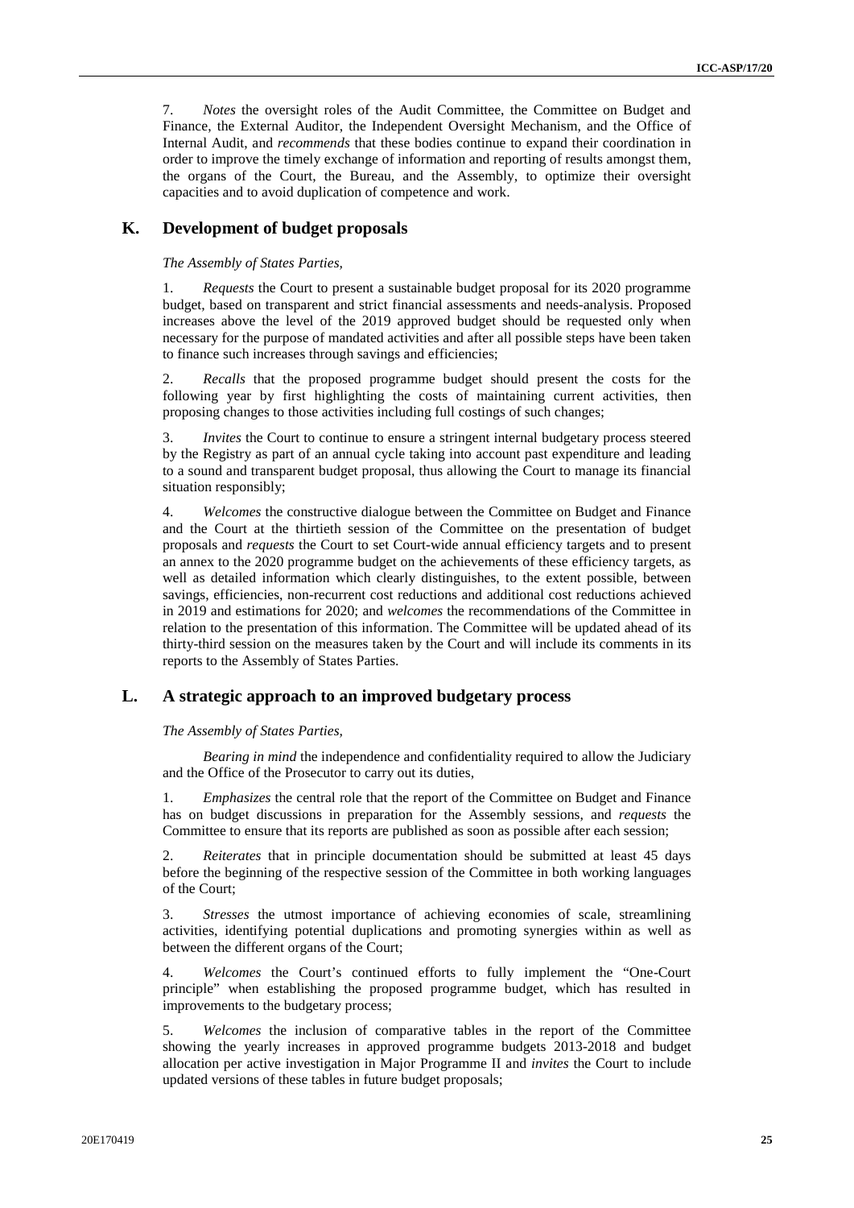7. *Notes* the oversight roles of the Audit Committee, the Committee on Budget and Finance, the External Auditor, the Independent Oversight Mechanism, and the Office of Internal Audit, and *recommends* that these bodies continue to expand their coordination in order to improve the timely exchange of information and reporting of results amongst them, the organs of the Court, the Bureau, and the Assembly, to optimize their oversight capacities and to avoid duplication of competence and work.

## K. Development of budget proposals

*The Assembly of States Parties,*

1. *Requests* the Court to present a sustainable budget proposal for its 2020 programme budget, based on transparent and strict financial assessments and needs-analysis. Proposed increases above the level of the 2019 approved budget should be requested only when necessary for the purpose of mandated activities and after all possible steps have been taken to finance such increases through savings and efficiencies;

2. *Recalls* that the proposed programme budget should present the costs for the following year by first highlighting the costs of maintaining current activities, then proposing changes to those activities including full costings of such changes;

3. *Invites* the Court to continue to ensure a stringent internal budgetary process steered by the Registry as part of an annual cycle taking into account past expenditure and leading to a sound and transparent budget proposal, thus allowing the Court to manage its financial situation responsibly;

4. *Welcomes* the constructive dialogue between the Committee on Budget and Finance and the Court at the thirtieth session of the Committee on the presentation of budget proposals and *requests* the Court to set Court-wide annual efficiency targets and to present an annex to the 2020 programme budget on the achievements of these efficiency targets, as well as detailed information which clearly distinguishes, to the extent possible, between savings, efficiencies, non-recurrent cost reductions and additional cost reductions achieved in 2019 and estimations for 2020; and *welcomes* the recommendations of the Committee in relation to the presentation of this information. The Committee will be updated ahead of its thirty-third session on the measures taken by the Court and will include its comments in its reports to the Assembly of States Parties.

## L. A strategic approach to an improved budgetary process

*The Assembly of States Parties,*

*Bearing in mind* the independence and confidentiality required to allow the Judiciary and the Office of the Prosecutor to carry out its duties,

1. *Emphasizes* the central role that the report of the Committee on Budget and Finance has on budget discussions in preparation for the Assembly sessions, and *requests* the Committee to ensure that its reports are published as soon as possible after each session;

2. *Reiterates* that in principle documentation should be submitted at least 45 days before the beginning of the respective session of the Committee in both working languages of the Court;

3. *Stresses* the utmost importance of achieving economies of scale, streamlining activities, identifying potential duplications and promoting synergies within as well as between the different organs of the Court;

4. *Welcomes* the Court's continued efforts to fully implement the "One-Court principle" when establishing the proposed programme budget, which has resulted in improvements to the budgetary process;

5. *Welcomes* the inclusion of comparative tables in the report of the Committee showing the yearly increases in approved programme budgets 2013-2018 and budget allocation per active investigation in Major Programme II and *invites* the Court to include updated versions of these tables in future budget proposals;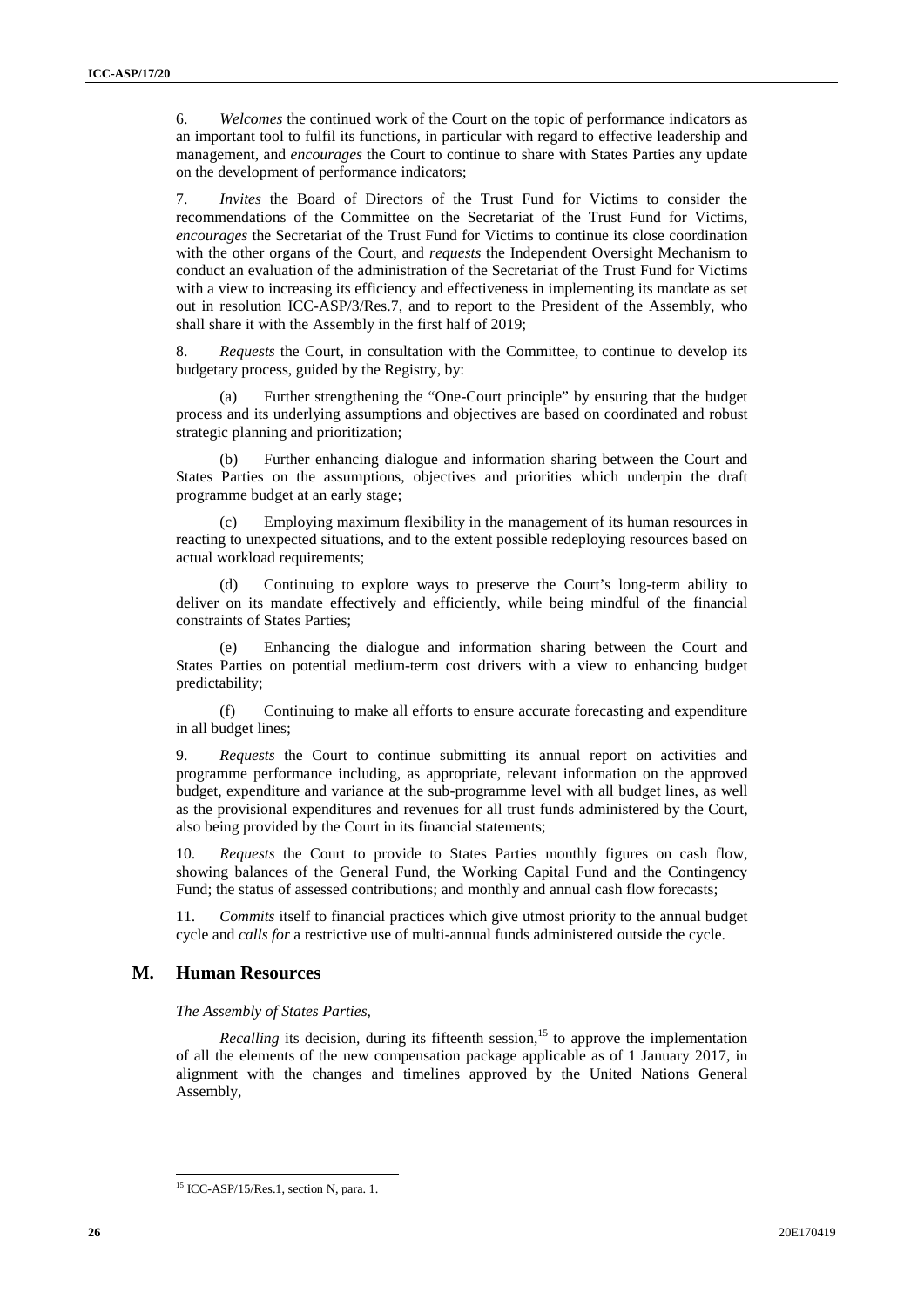6. *Welcomes* the continued work of the Court on the topic of performance indicators as an important tool to fulfil its functions, in particular with regard to effective leadership and management, and *encourages* the Court to continue to share with States Parties any update on the development of performance indicators;

7. *Invites* the Board of Directors of the Trust Fund for Victims to consider the recommendations of the Committee on the Secretariat of the Trust Fund for Victims, *encourages* the Secretariat of the Trust Fund for Victims to continue its close coordination with the other organs of the Court, and *requests* the Independent Oversight Mechanism to conduct an evaluation of the administration of the Secretariat of the Trust Fund for Victims with a view to increasing its efficiency and effectiveness in implementing its mandate as set out in resolution ICC-ASP/3/Res.7, and to report to the President of the Assembly, who shall share it with the Assembly in the first half of 2019;

8. *Requests* the Court, in consultation with the Committee, to continue to develop its budgetary process, guided by the Registry, by:

(a) Further strengthening the "One-Court principle" by ensuring that the budget process and its underlying assumptions and objectives are based on coordinated and robust strategic planning and prioritization;

(b) Further enhancing dialogue and information sharing between the Court and States Parties on the assumptions, objectives and priorities which underpin the draft programme budget at an early stage;

(c) Employing maximum flexibility in the management of its human resources in reacting to unexpected situations, and to the extent possible redeploying resources based on actual workload requirements;

(d) Continuing to explore ways to preserve the Court's long-term ability to deliver on its mandate effectively and efficiently, while being mindful of the financial constraints of States Parties;

(e) Enhancing the dialogue and information sharing between the Court and States Parties on potential medium-term cost drivers with a view to enhancing budget predictability;

(f) Continuing to make all efforts to ensure accurate forecasting and expenditure in all budget lines;

9. *Requests* the Court to continue submitting its annual report on activities and programme performance including, as appropriate, relevant information on the approved budget, expenditure and variance at the sub-programme level with all budget lines, as well as the provisional expenditures and revenues for all trust funds administered by the Court, also being provided by the Court in its financial statements;

10. *Requests* the Court to provide to States Parties monthly figures on cash flow, showing balances of the General Fund, the Working Capital Fund and the Contingency Fund; the status of assessed contributions; and monthly and annual cash flow forecasts;

11. *Commits* itself to financial practices which give utmost priority to the annual budget cycle and *calls for* a restrictive use of multi-annual funds administered outside the cycle.

## M. Human Resources

*The Assembly of States Parties,*

*Recalling* its decision, during its fifteenth session,[15] to approve the implementation of all the elements of the new compensation package applicable as of 1 January 2017, in alignment with the changes and timelines approved by the United Nations General Assembly,

[15] ICC-ASP/15/Res.1, section N, para. 1.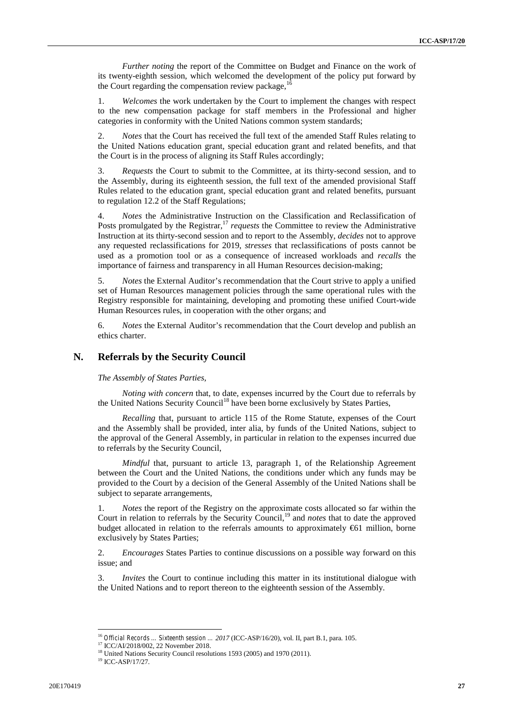*Further noting* the report of the Committee on Budget and Finance on the work of its twenty-eighth session, which welcomed the development of the policy put forward by the Court regarding the compensation review package,[16]

1. *Welcomes* the work undertaken by the Court to implement the changes with respect to the new compensation package for staff members in the Professional and higher categories in conformity with the United Nations common system standards;

2. *Notes* that the Court has received the full text of the amended Staff Rules relating to the United Nations education grant, special education grant and related benefits, and that the Court is in the process of aligning its Staff Rules accordingly;

3. *Requests* the Court to submit to the Committee, at its thirty-second session, and to the Assembly, during its eighteenth session, the full text of the amended provisional Staff Rules related to the education grant, special education grant and related benefits, pursuant to regulation 12.2 of the Staff Regulations;

4. *Notes* the Administrative Instruction on the Classification and Reclassification of Posts promulgated by the Registrar,[17] *requests* the Committee to review the Administrative Instruction at its thirty-second session and to report to the Assembly, *decides* not to approve any requested reclassifications for 2019, *stresses* that reclassifications of posts cannot be used as a promotion tool or as a consequence of increased workloads and *recalls* the importance of fairness and transparency in all Human Resources decision-making;

5. *Notes* the External Auditor's recommendation that the Court strive to apply a unified set of Human Resources management policies through the same operational rules with the Registry responsible for maintaining, developing and promoting these unified Court-wide Human Resources rules, in cooperation with the other organs; and

6. *Notes* the External Auditor's recommendation that the Court develop and publish an ethics charter.

## N. Referrals by the Security Council

*The Assembly of States Parties,*

*Noting with concern* that, to date, expenses incurred by the Court due to referrals by the United Nations Security Council[18] have been borne exclusively by States Parties,

*Recalling* that, pursuant to article 115 of the Rome Statute, expenses of the Court and the Assembly shall be provided, inter alia, by funds of the United Nations, subject to the approval of the General Assembly, in particular in relation to the expenses incurred due to referrals by the Security Council,

*Mindful* that, pursuant to article 13, paragraph 1, of the Relationship Agreement between the Court and the United Nations, the conditions under which any funds may be provided to the Court by a decision of the General Assembly of the United Nations shall be subject to separate arrangements,

1. *Notes* the report of the Registry on the approximate costs allocated so far within the Court in relation to referrals by the Security Council,[19] and *notes* that to date the approved budget allocated in relation to the referrals amounts to approximately €61 million, borne exclusively by States Parties;

2. *Encourages* States Parties to continue discussions on a possible way forward on this issue; and

3. *Invites* the Court to continue including this matter in its institutional dialogue with the United Nations and to report thereon to the eighteenth session of the Assembly.

---

[16] *Official Records … Sixteenth session … 2017* (ICC-ASP/16/20), vol. II, part B.1, para. 105.

[17] ICC/AI/2018/002, 22 November 2018.

[18] United Nations Security Council resolutions 1593 (2005) and 1970 (2011).

[19] ICC-ASP/17/27.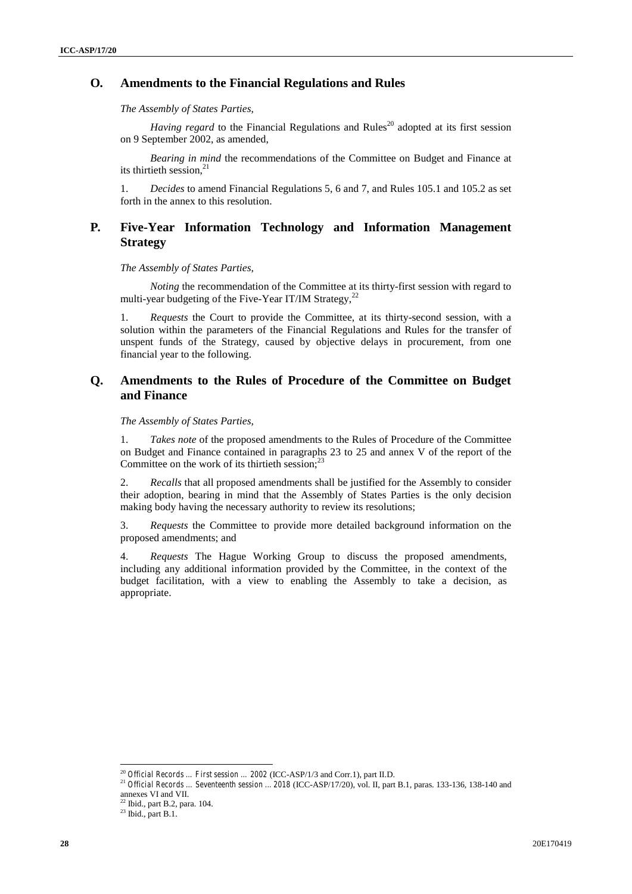## O. Amendments to the Financial Regulations and Rules

*The Assembly of States Parties,*

*Having regard* to the Financial Regulations and Rules[20] adopted at its first session on 9 September 2002, as amended,

*Bearing in mind* the recommendations of the Committee on Budget and Finance at its thirtieth session,[21]

1. *Decides* to amend Financial Regulations 5, 6 and 7, and Rules 105.1 and 105.2 as set forth in the annex to this resolution.

## P. Five-Year Information Technology and Information Management Strategy

*The Assembly of States Parties,*

*Noting* the recommendation of the Committee at its thirty-first session with regard to multi-year budgeting of the Five-Year IT/IM Strategy,[22]

1. *Requests* the Court to provide the Committee, at its thirty-second session, with a solution within the parameters of the Financial Regulations and Rules for the transfer of unspent funds of the Strategy, caused by objective delays in procurement, from one financial year to the following.

## Q. Amendments to the Rules of Procedure of the Committee on Budget and Finance

*The Assembly of States Parties,*

1. *Takes note* of the proposed amendments to the Rules of Procedure of the Committee on Budget and Finance contained in paragraphs 23 to 25 and annex V of the report of the Committee on the work of its thirtieth session;[23]

2. *Recalls* that all proposed amendments shall be justified for the Assembly to consider their adoption, bearing in mind that the Assembly of States Parties is the only decision making body having the necessary authority to review its resolutions;

3. *Requests* the Committee to provide more detailed background information on the proposed amendments; and

4. *Requests* The Hague Working Group to discuss the proposed amendments, including any additional information provided by the Committee, in the context of the budget facilitation, with a view to enabling the Assembly to take a decision, as appropriate.

---

[20] *Official Records … First session … 2002* (ICC-ASP/1/3 and Corr.1), part II.D.

[21] *Official Records … Seventeenth session … 2018* (ICC-ASP/17/20), vol. II, part B.1, paras. 133-136, 138-140 and annexes VI and VII.

[22] Ibid., part B.2, para. 104.

[23] Ibid., part B.1.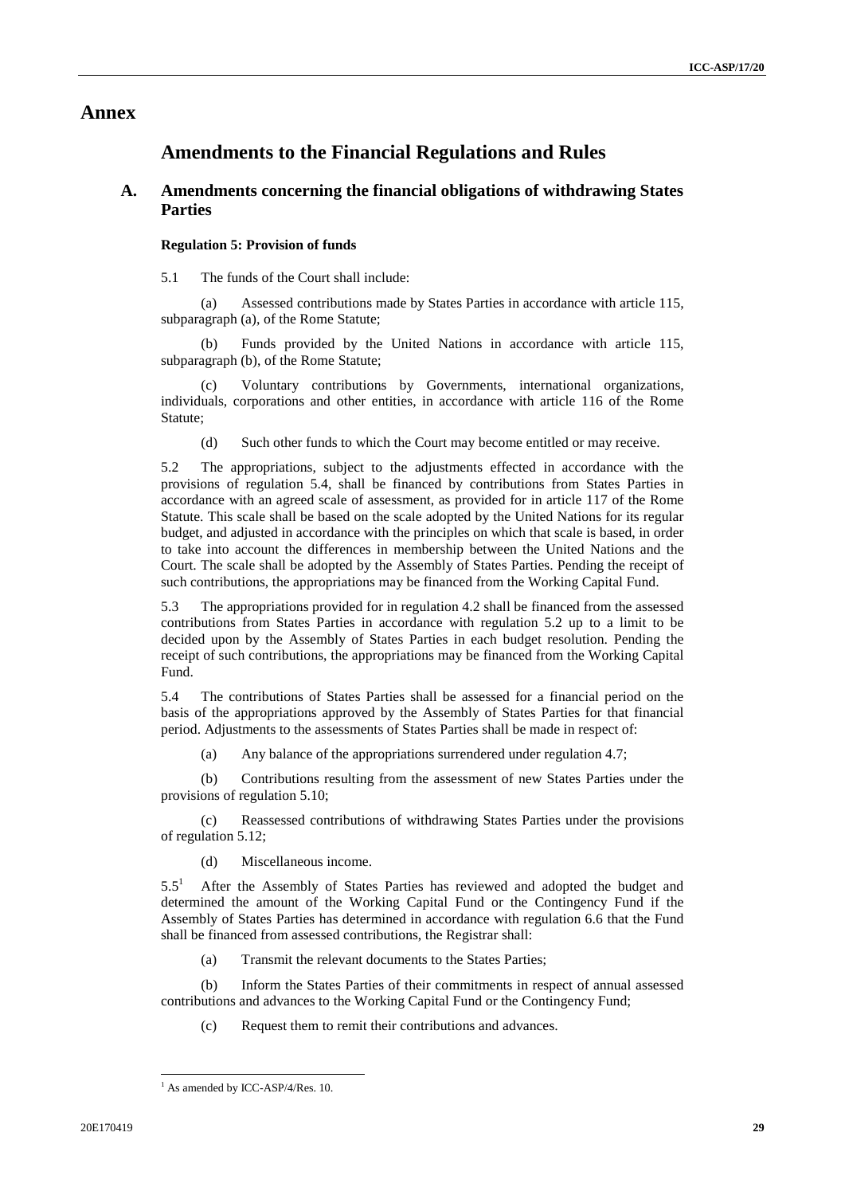# Annex

## Amendments to the Financial Regulations and Rules

### A. Amendments concerning the financial obligations of withdrawing States Parties

**Regulation 5: Provision of funds**

5.1 The funds of the Court shall include:

(a) Assessed contributions made by States Parties in accordance with article 115, subparagraph (a), of the Rome Statute;

(b) Funds provided by the United Nations in accordance with article 115, subparagraph (b), of the Rome Statute;

(c) Voluntary contributions by Governments, international organizations, individuals, corporations and other entities, in accordance with article 116 of the Rome Statute;

(d) Such other funds to which the Court may become entitled or may receive.

5.2 The appropriations, subject to the adjustments effected in accordance with the provisions of regulation 5.4, shall be financed by contributions from States Parties in accordance with an agreed scale of assessment, as provided for in article 117 of the Rome Statute. This scale shall be based on the scale adopted by the United Nations for its regular budget, and adjusted in accordance with the principles on which that scale is based, in order to take into account the differences in membership between the United Nations and the Court. The scale shall be adopted by the Assembly of States Parties. Pending the receipt of such contributions, the appropriations may be financed from the Working Capital Fund.

5.3 The appropriations provided for in regulation 4.2 shall be financed from the assessed contributions from States Parties in accordance with regulation 5.2 up to a limit to be decided upon by the Assembly of States Parties in each budget resolution. Pending the receipt of such contributions, the appropriations may be financed from the Working Capital Fund.

5.4 The contributions of States Parties shall be assessed for a financial period on the basis of the appropriations approved by the Assembly of States Parties for that financial period. Adjustments to the assessments of States Parties shall be made in respect of:

(a) Any balance of the appropriations surrendered under regulation 4.7;

(b) Contributions resulting from the assessment of new States Parties under the provisions of regulation 5.10;

(c) Reassessed contributions of withdrawing States Parties under the provisions of regulation 5.12;

(d) Miscellaneous income.

5.5[1] After the Assembly of States Parties has reviewed and adopted the budget and determined the amount of the Working Capital Fund or the Contingency Fund if the Assembly of States Parties has determined in accordance with regulation 6.6 that the Fund shall be financed from assessed contributions, the Registrar shall:

(a) Transmit the relevant documents to the States Parties;

(b) Inform the States Parties of their commitments in respect of annual assessed contributions and advances to the Working Capital Fund or the Contingency Fund;

(c) Request them to remit their contributions and advances.

---

[1] As amended by ICC-ASP/4/Res. 10.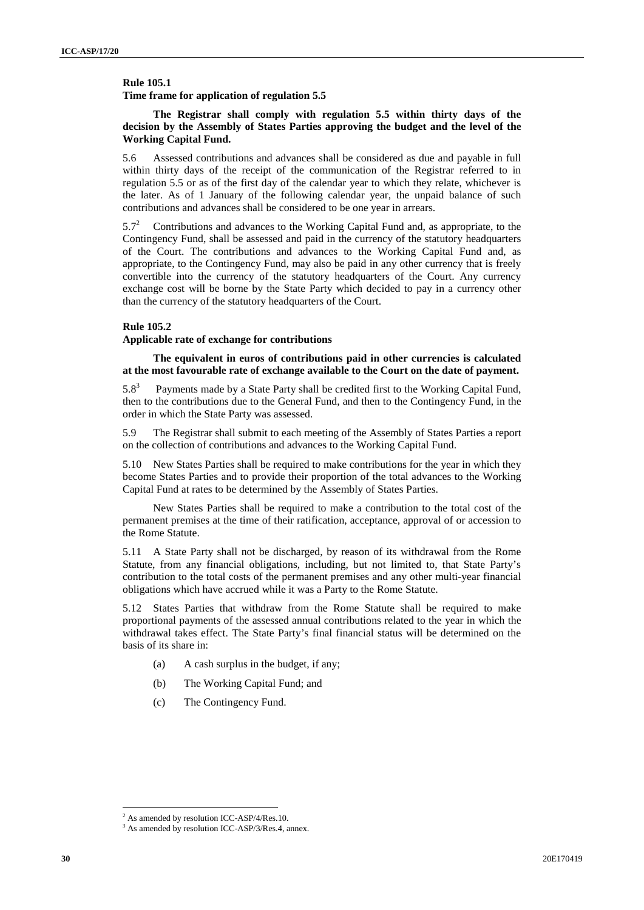**Rule 105.1**
**Time frame for application of regulation 5.5**

**The Registrar shall comply with regulation 5.5 within thirty days of the decision by the Assembly of States Parties approving the budget and the level of the Working Capital Fund.**

5.6 Assessed contributions and advances shall be considered as due and payable in full within thirty days of the receipt of the communication of the Registrar referred to in regulation 5.5 or as of the first day of the calendar year to which they relate, whichever is the later. As of 1 January of the following calendar year, the unpaid balance of such contributions and advances shall be considered to be one year in arrears.

5.7[2] Contributions and advances to the Working Capital Fund and, as appropriate, to the Contingency Fund, shall be assessed and paid in the currency of the statutory headquarters of the Court. The contributions and advances to the Working Capital Fund and, as appropriate, to the Contingency Fund, may also be paid in any other currency that is freely convertible into the currency of the statutory headquarters of the Court. Any currency exchange cost will be borne by the State Party which decided to pay in a currency other than the currency of the statutory headquarters of the Court.

**Rule 105.2**
**Applicable rate of exchange for contributions**

**The equivalent in euros of contributions paid in other currencies is calculated at the most favourable rate of exchange available to the Court on the date of payment.**

5.8[3] Payments made by a State Party shall be credited first to the Working Capital Fund, then to the contributions due to the General Fund, and then to the Contingency Fund, in the order in which the State Party was assessed.

5.9 The Registrar shall submit to each meeting of the Assembly of States Parties a report on the collection of contributions and advances to the Working Capital Fund.

5.10 New States Parties shall be required to make contributions for the year in which they become States Parties and to provide their proportion of the total advances to the Working Capital Fund at rates to be determined by the Assembly of States Parties.

New States Parties shall be required to make a contribution to the total cost of the permanent premises at the time of their ratification, acceptance, approval of or accession to the Rome Statute.

5.11 A State Party shall not be discharged, by reason of its withdrawal from the Rome Statute, from any financial obligations, including, but not limited to, that State Party's contribution to the total costs of the permanent premises and any other multi-year financial obligations which have accrued while it was a Party to the Rome Statute.

5.12 States Parties that withdraw from the Rome Statute shall be required to make proportional payments of the assessed annual contributions related to the year in which the withdrawal takes effect. The State Party's final financial status will be determined on the basis of its share in:

(a) A cash surplus in the budget, if any;

(b) The Working Capital Fund; and

(c) The Contingency Fund.

[2] As amended by resolution ICC-ASP/4/Res.10.
[3] As amended by resolution ICC-ASP/3/Res.4, annex.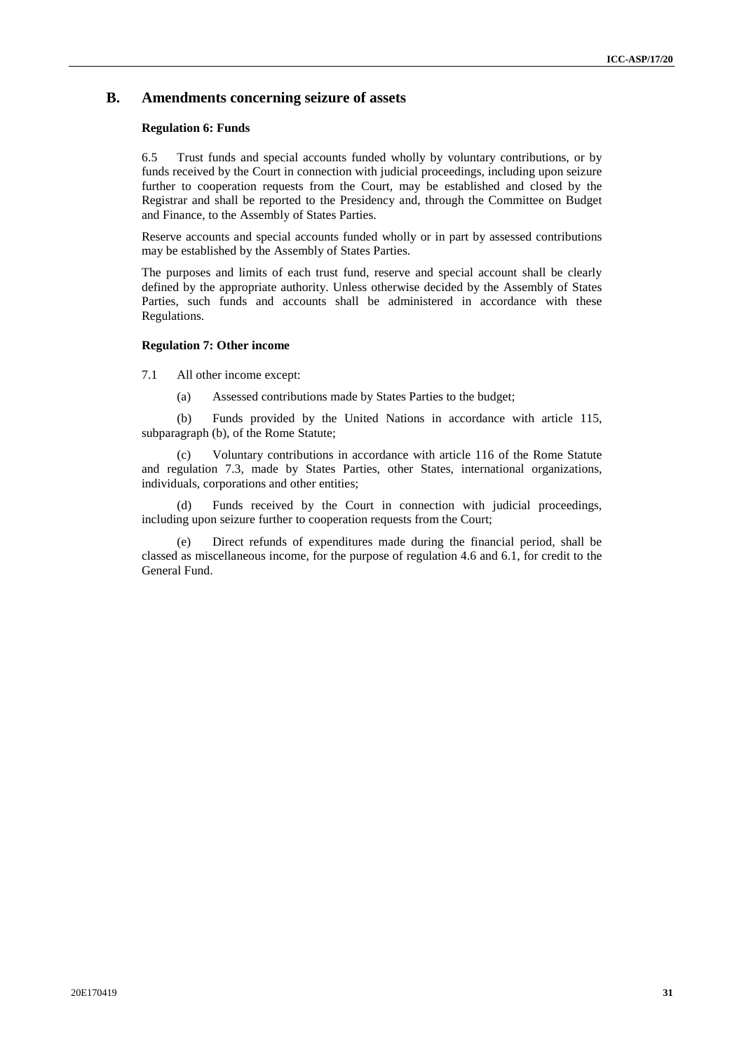## B. Amendments concerning seizure of assets

### Regulation 6: Funds

6.5 Trust funds and special accounts funded wholly by voluntary contributions, or by funds received by the Court in connection with judicial proceedings, including upon seizure further to cooperation requests from the Court, may be established and closed by the Registrar and shall be reported to the Presidency and, through the Committee on Budget and Finance, to the Assembly of States Parties.

Reserve accounts and special accounts funded wholly or in part by assessed contributions may be established by the Assembly of States Parties.

The purposes and limits of each trust fund, reserve and special account shall be clearly defined by the appropriate authority. Unless otherwise decided by the Assembly of States Parties, such funds and accounts shall be administered in accordance with these Regulations.

### Regulation 7: Other income

7.1 All other income except:

(a) Assessed contributions made by States Parties to the budget;

(b) Funds provided by the United Nations in accordance with article 115, subparagraph (b), of the Rome Statute;

(c) Voluntary contributions in accordance with article 116 of the Rome Statute and regulation 7.3, made by States Parties, other States, international organizations, individuals, corporations and other entities;

(d) Funds received by the Court in connection with judicial proceedings, including upon seizure further to cooperation requests from the Court;

(e) Direct refunds of expenditures made during the financial period, shall be classed as miscellaneous income, for the purpose of regulation 4.6 and 6.1, for credit to the General Fund.